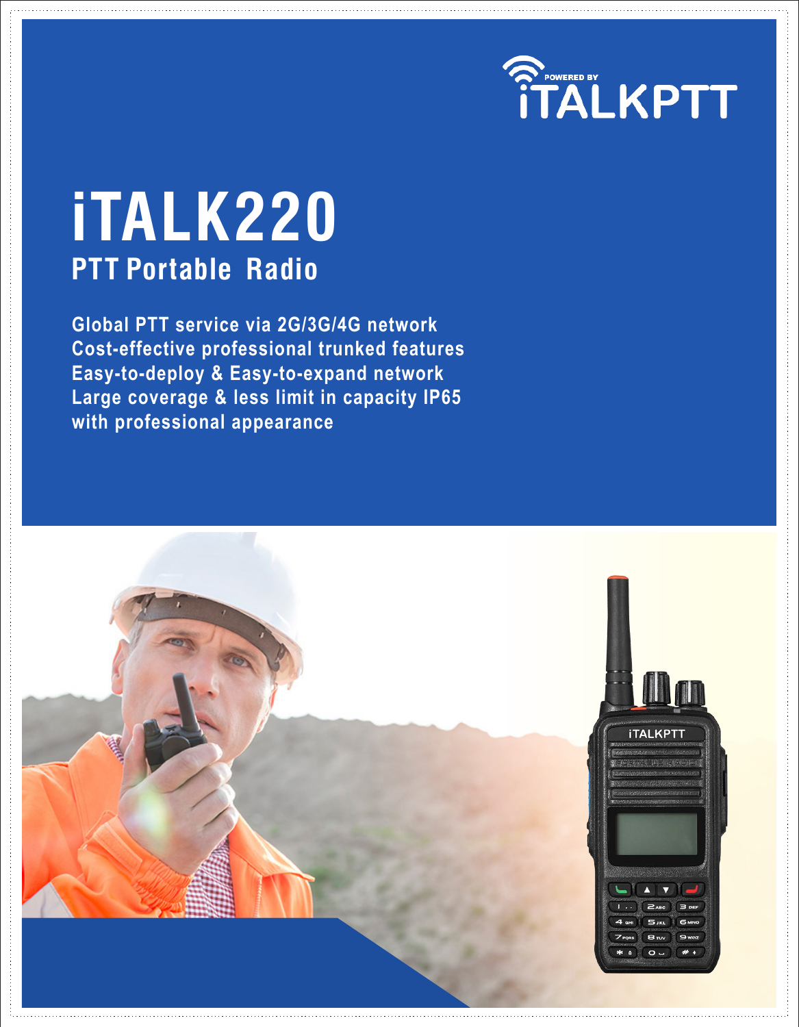POWERED BY iTALKPTT

# iTALK220

## PTT Portable Radio

Global PTT service via 2G/3G/4G network
Cost-effective professional trunked features
Easy-to-deploy & Easy-to-expand network
Large coverage & less limit in capacity IP65
with professional appearance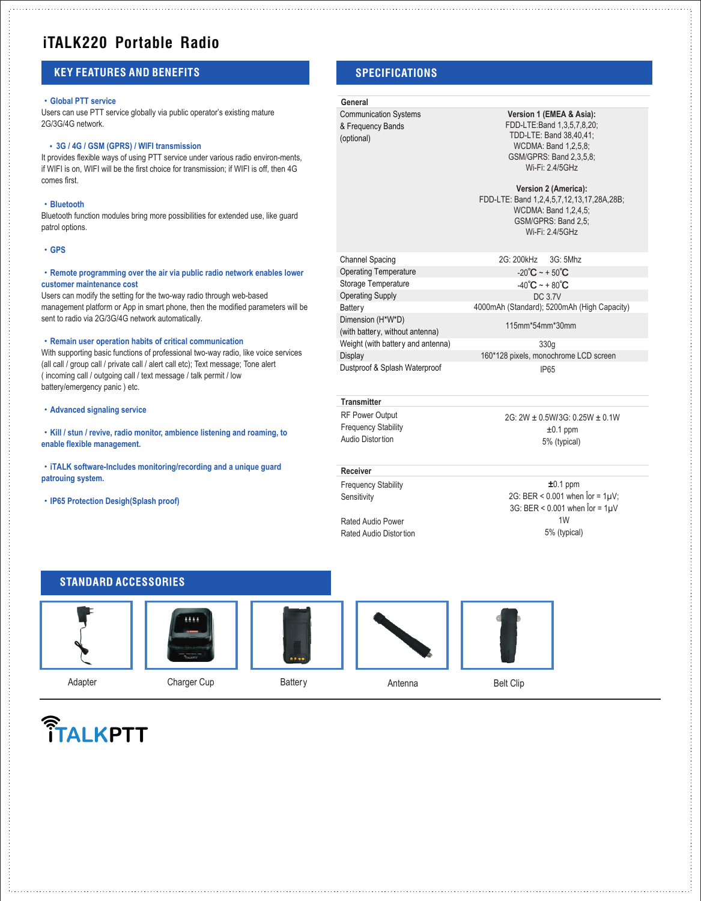# iTALK220 Portable Radio

## KEY FEATURES AND BENEFITS

- **Global PTT service**

Users can use PTT service globally via public operator's existing mature 2G/3G/4G network.

- **3G / 4G / GSM (GPRS) / WIFI transmission**

It provides flexible ways of using PTT service under various radio environ-ments, if WIFI is on, WIFI will be the first choice for transmission; if WIFI is off, then 4G comes first.

- **Bluetooth**

Bluetooth function modules bring more possibilities for extended use, like guard patrol options.

- **GPS**

- **Remote programming over the air via public radio network enables lower customer maintenance cost**

Users can modify the setting for the two-way radio through web-based management platform or App in smart phone, then the modified parameters will be sent to radio via 2G/3G/4G network automatically.

- **Remain user operation habits of critical communication**

With supporting basic functions of professional two-way radio, like voice services (all call / group call / private call / alert call etc); Text message; Tone alert ( incoming call / outgoing call / text message / talk permit / low battery/emergency panic ) etc.

- **Advanced signaling service**

- **Kill / stun / revive, radio monitor, ambience listening and roaming, to enable flexible management.**

- **iTALK software-Includes monitoring/recording and a unique guard patrouing system.**

- **IP65 Protection Desigh(Splash proof)**

## SPECIFICATIONS

### General

| | |
|---|---|
| Communication Systems & Frequency Bands (optional) | **Version 1 (EMEA & Asia):** FDD-LTE:Band 1,3,5,7,8,20; TDD-LTE: Band 38,40,41; WCDMA: Band 1,2,5,8; GSM/GPRS: Band 2,3,5,8; Wi-Fi: 2.4/5GHz<br>**Version 2 (America):** FDD-LTE: Band 1,2,4,5,7,12,13,17,28A,28B; WCDMA: Band 1,2,4,5; GSM/GPRS: Band 2,5; Wi-Fi: 2.4/5GHz |
| Channel Spacing | 2G: 200kHz 3G: 5Mhz |
| Operating Temperature | -20℃ ~ + 50℃ |
| Storage Temperature | -40℃ ~ + 80℃ |
| Operating Supply | DC 3.7V |
| Battery | 4000mAh (Standard); 5200mAh (High Capacity) |
| Dimension (H*W*D) (with battery, without antenna) | 115mm*54mm*30mm |
| Weight (with battery and antenna) | 330g |
| Display | 160*128 pixels, monochrome LCD screen |
| Dustproof & Splash Waterproof | IP65 |

### Transmitter

| | |
|---|---|
| RF Power Output | 2G: 2W ± 0.5W/3G: 0.25W ± 0.1W |
| Frequency Stability | ±0.1 ppm |
| Audio Distortion | 5% (typical) |

### Receiver

| | |
|---|---|
| Frequency Stability | ±0.1 ppm |
| Sensitivity | 2G: BER < 0.001 when Îor = 1μV; 3G: BER < 0.001 when Îor = 1μV |
| Rated Audio Power | 1W |
| Rated Audio Distortion | 5% (typical) |

## STANDARD ACCESSORIES

Adapter

Charger Cup

Battery

Antenna

Belt Clip

iTALKPTT